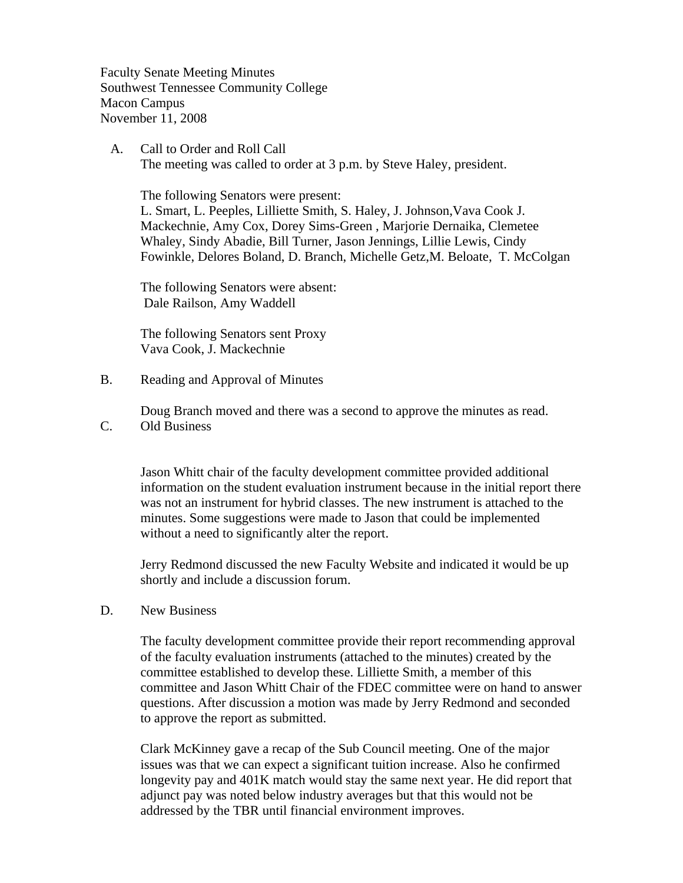Faculty Senate Meeting Minutes
Southwest Tennessee Community College
Macon Campus
November 11, 2008

A. Call to Order and Roll Call

The meeting was called to order at 3 p.m. by Steve Haley, president.

The following Senators were present:
L. Smart, L. Peeples, Lilliette Smith, S. Haley, J. Johnson,Vava Cook J. Mackechnie, Amy Cox, Dorey Sims-Green , Marjorie Dernaika, Clemetee Whaley, Sindy Abadie, Bill Turner, Jason Jennings, Lillie Lewis, Cindy Fowinkle, Delores Boland, D. Branch, Michelle Getz,M. Beloate, T. McColgan

The following Senators were absent:
Dale Railson, Amy Waddell

The following Senators sent Proxy
Vava Cook, J. Mackechnie

B. Reading and Approval of Minutes

Doug Branch moved and there was a second to approve the minutes as read.

C. Old Business

Jason Whitt chair of the faculty development committee provided additional information on the student evaluation instrument because in the initial report there was not an instrument for hybrid classes. The new instrument is attached to the minutes. Some suggestions were made to Jason that could be implemented without a need to significantly alter the report.

Jerry Redmond discussed the new Faculty Website and indicated it would be up shortly and include a discussion forum.

D. New Business

The faculty development committee provide their report recommending approval of the faculty evaluation instruments (attached to the minutes) created by the committee established to develop these. Lilliette Smith, a member of this committee and Jason Whitt Chair of the FDEC committee were on hand to answer questions. After discussion a motion was made by Jerry Redmond and seconded to approve the report as submitted.

Clark McKinney gave a recap of the Sub Council meeting. One of the major issues was that we can expect a significant tuition increase. Also he confirmed longevity pay and 401K match would stay the same next year. He did report that adjunct pay was noted below industry averages but that this would not be addressed by the TBR until financial environment improves.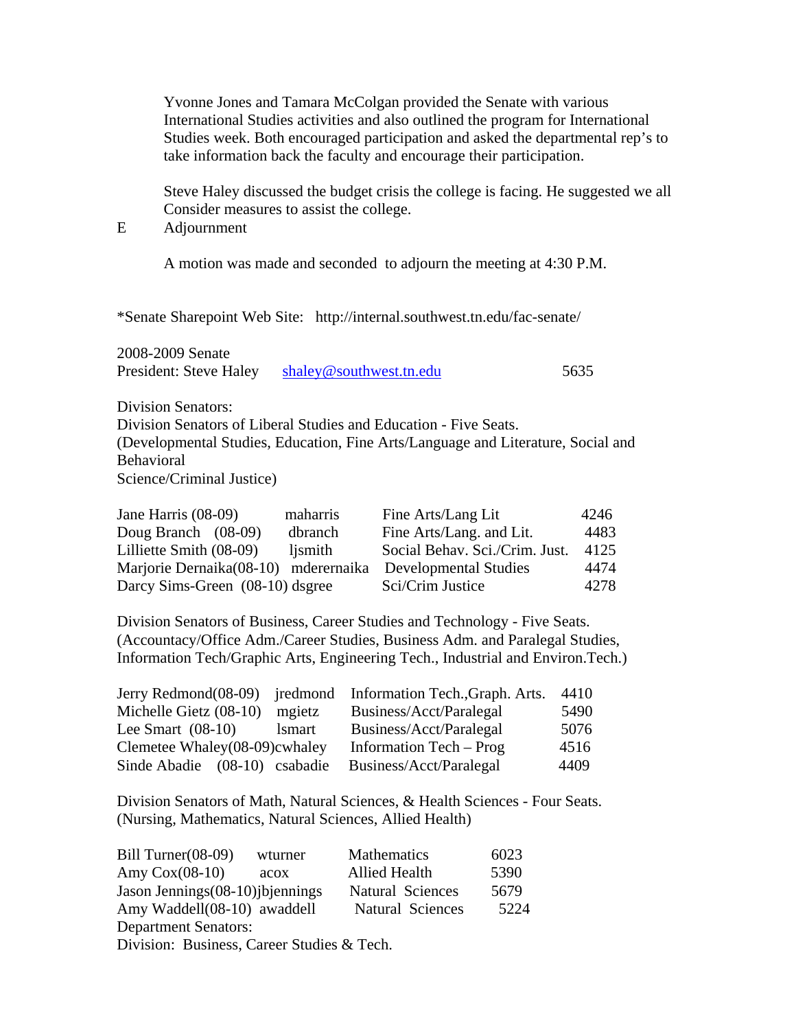Yvonne Jones and Tamara McColgan provided the Senate with various International Studies activities and also outlined the program for International Studies week. Both encouraged participation and asked the departmental rep's to take information back the faculty and encourage their participation.

Steve Haley discussed the budget crisis the college is facing. He suggested we all Consider measures to assist the college.

E Adjournment

A motion was made and seconded to adjourn the meeting at 4:30 P.M.

*Senate Sharepoint Web Site: http://internal.southwest.tn.edu/fac-senate/

2008-2009 Senate
President: Steve Haley shaley@southwest.tn.edu 5635

Division Senators:
Division Senators of Liberal Studies and Education - Five Seats.
(Developmental Studies, Education, Fine Arts/Language and Literature, Social and Behavioral Science/Criminal Justice)

| | | | |
|---|---|---|---|
| Jane Harris (08-09) | maharris | Fine Arts/Lang Lit | 4246 |
| Doug Branch (08-09) | dbranch | Fine Arts/Lang. and Lit. | 4483 |
| Lilliette Smith (08-09) | ljsmith | Social Behav. Sci./Crim. Just. | 4125 |
| Marjorie Dernaika(08-10) | mderernaika | Developmental Studies | 4474 |
| Darcy Sims-Green (08-10) | dsgree | Sci/Crim Justice | 4278 |

Division Senators of Business, Career Studies and Technology - Five Seats.
(Accountacy/Office Adm./Career Studies, Business Adm. and Paralegal Studies, Information Tech/Graphic Arts, Engineering Tech., Industrial and Environ.Tech.)

| | | | |
|---|---|---|---|
| Jerry Redmond(08-09) | jredmond | Information Tech.,Graph. Arts. | 4410 |
| Michelle Gietz (08-10) | mgietz | Business/Acct/Paralegal | 5490 |
| Lee Smart (08-10) | lsmart | Business/Acct/Paralegal | 5076 |
| Clemetee Whaley(08-09) | cwhaley | Information Tech – Prog | 4516 |
| Sinde Abadie (08-10) | csabadie | Business/Acct/Paralegal | 4409 |

Division Senators of Math, Natural Sciences, & Health Sciences - Four Seats.
(Nursing, Mathematics, Natural Sciences, Allied Health)

| | | | |
|---|---|---|---|
| Bill Turner(08-09) | wturner | Mathematics | 6023 |
| Amy Cox(08-10) | acox | Allied Health | 5390 |
| Jason Jennings(08-10) | jbjennings | Natural Sciences | 5679 |
| Amy Waddell(08-10) | awaddell | Natural Sciences | 5224 |

Department Senators:
Division: Business, Career Studies & Tech.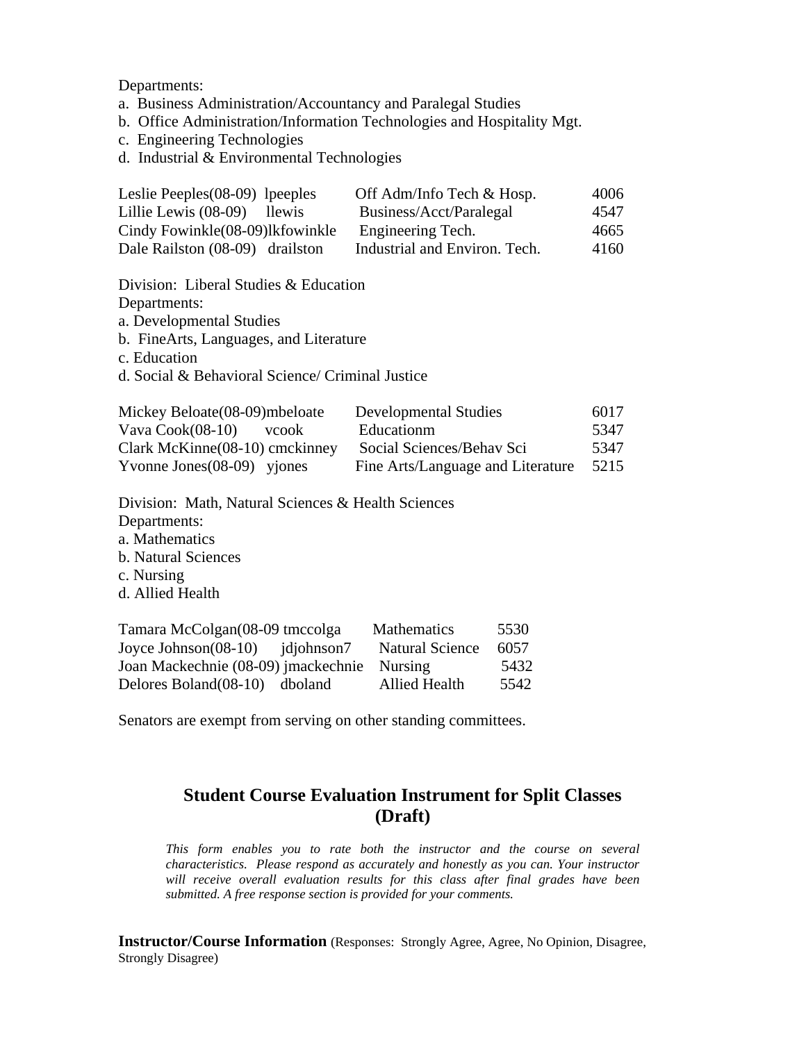Departments:

a. Business Administration/Accountancy and Paralegal Studies
b. Office Administration/Information Technologies and Hospitality Mgt.
c. Engineering Technologies
d. Industrial & Environmental Technologies

| | | |
|---|---|---|
| Leslie Peeples(08-09) lpeeples | Off Adm/Info Tech & Hosp. | 4006 |
| Lillie Lewis (08-09) llewis | Business/Acct/Paralegal | 4547 |
| Cindy Fowinkle(08-09)lkfowinkle | Engineering Tech. | 4665 |
| Dale Railston (08-09) drailston | Industrial and Environ. Tech. | 4160 |

Division: Liberal Studies & Education

Departments:

a. Developmental Studies
b. FineArts, Languages, and Literature
c. Education
d. Social & Behavioral Science/ Criminal Justice

| | | |
|---|---|---|
| Mickey Beloate(08-09)mbeloate | Developmental Studies | 6017 |
| Vava Cook(08-10) vcook | Educationm | 5347 |
| Clark McKinne(08-10) cmckinney | Social Sciences/Behav Sci | 5347 |
| Yvonne Jones(08-09) yjones | Fine Arts/Language and Literature | 5215 |

Division: Math, Natural Sciences & Health Sciences

Departments:

a. Mathematics
b. Natural Sciences
c. Nursing
d. Allied Health

| | | |
|---|---|---|
| Tamara McColgan(08-09 tmccolga | Mathematics | 5530 |
| Joyce Johnson(08-10) jdjohnson7 | Natural Science | 6057 |
| Joan Mackechnie (08-09) jmackechnie | Nursing | 5432 |
| Delores Boland(08-10) dboland | Allied Health | 5542 |

Senators are exempt from serving on other standing committees.

## Student Course Evaluation Instrument for Split Classes (Draft)

*This form enables you to rate both the instructor and the course on several characteristics. Please respond as accurately and honestly as you can. Your instructor will receive overall evaluation results for this class after final grades have been submitted. A free response section is provided for your comments.*

**Instructor/Course Information** (Responses: Strongly Agree, Agree, No Opinion, Disagree, Strongly Disagree)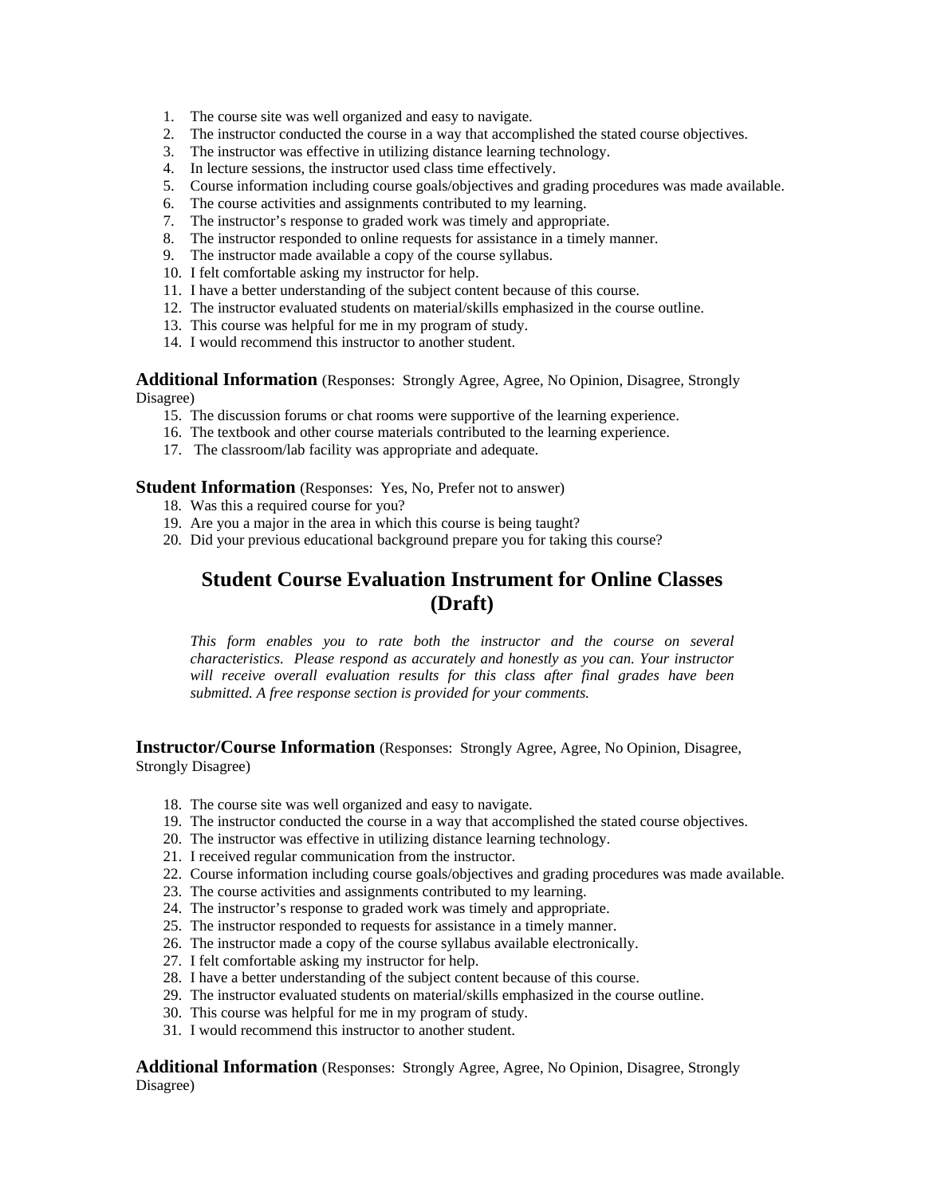1. The course site was well organized and easy to navigate.
2. The instructor conducted the course in a way that accomplished the stated course objectives.
3. The instructor was effective in utilizing distance learning technology.
4. In lecture sessions, the instructor used class time effectively.
5. Course information including course goals/objectives and grading procedures was made available.
6. The course activities and assignments contributed to my learning.
7. The instructor's response to graded work was timely and appropriate.
8. The instructor responded to online requests for assistance in a timely manner.
9. The instructor made available a copy of the course syllabus.
10. I felt comfortable asking my instructor for help.
11. I have a better understanding of the subject content because of this course.
12. The instructor evaluated students on material/skills emphasized in the course outline.
13. This course was helpful for me in my program of study.
14. I would recommend this instructor to another student.

**Additional Information** (Responses: Strongly Agree, Agree, No Opinion, Disagree, Strongly Disagree)

15. The discussion forums or chat rooms were supportive of the learning experience.
16. The textbook and other course materials contributed to the learning experience.
17. The classroom/lab facility was appropriate and adequate.

**Student Information** (Responses: Yes, No, Prefer not to answer)

18. Was this a required course for you?
19. Are you a major in the area in which this course is being taught?
20. Did your previous educational background prepare you for taking this course?

## Student Course Evaluation Instrument for Online Classes (Draft)

*This form enables you to rate both the instructor and the course on several characteristics. Please respond as accurately and honestly as you can. Your instructor will receive overall evaluation results for this class after final grades have been submitted. A free response section is provided for your comments.*

**Instructor/Course Information** (Responses: Strongly Agree, Agree, No Opinion, Disagree, Strongly Disagree)

18. The course site was well organized and easy to navigate.
19. The instructor conducted the course in a way that accomplished the stated course objectives.
20. The instructor was effective in utilizing distance learning technology.
21. I received regular communication from the instructor.
22. Course information including course goals/objectives and grading procedures was made available.
23. The course activities and assignments contributed to my learning.
24. The instructor's response to graded work was timely and appropriate.
25. The instructor responded to requests for assistance in a timely manner.
26. The instructor made a copy of the course syllabus available electronically.
27. I felt comfortable asking my instructor for help.
28. I have a better understanding of the subject content because of this course.
29. The instructor evaluated students on material/skills emphasized in the course outline.
30. This course was helpful for me in my program of study.
31. I would recommend this instructor to another student.

**Additional Information** (Responses: Strongly Agree, Agree, No Opinion, Disagree, Strongly Disagree)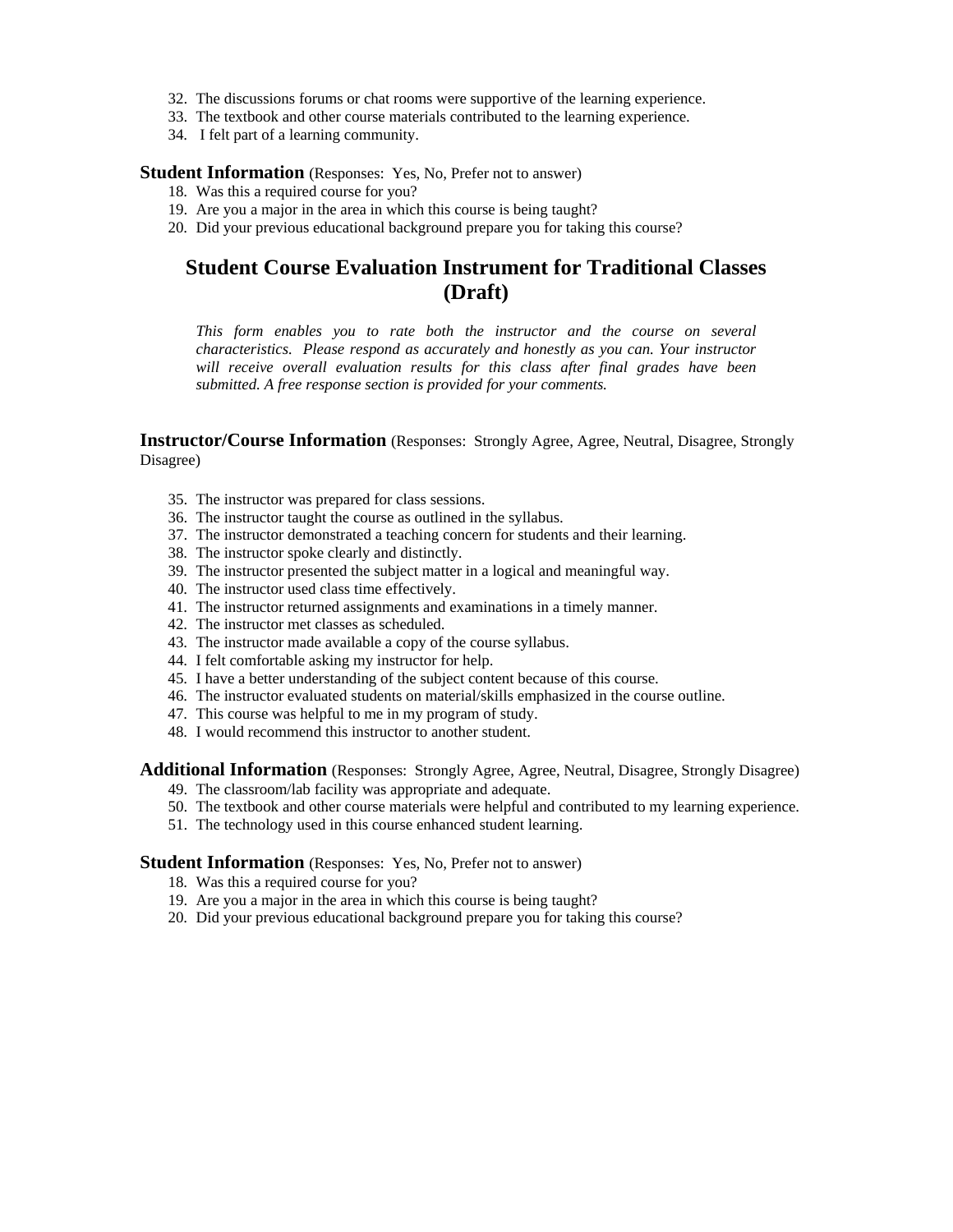32. The discussions forums or chat rooms were supportive of the learning experience.
33. The textbook and other course materials contributed to the learning experience.
34. I felt part of a learning community.

**Student Information** (Responses: Yes, No, Prefer not to answer)

18. Was this a required course for you?
19. Are you a major in the area in which this course is being taught?
20. Did your previous educational background prepare you for taking this course?

# Student Course Evaluation Instrument for Traditional Classes (Draft)

*This form enables you to rate both the instructor and the course on several characteristics. Please respond as accurately and honestly as you can. Your instructor will receive overall evaluation results for this class after final grades have been submitted. A free response section is provided for your comments.*

**Instructor/Course Information** (Responses: Strongly Agree, Agree, Neutral, Disagree, Strongly Disagree)

35. The instructor was prepared for class sessions.
36. The instructor taught the course as outlined in the syllabus.
37. The instructor demonstrated a teaching concern for students and their learning.
38. The instructor spoke clearly and distinctly.
39. The instructor presented the subject matter in a logical and meaningful way.
40. The instructor used class time effectively.
41. The instructor returned assignments and examinations in a timely manner.
42. The instructor met classes as scheduled.
43. The instructor made available a copy of the course syllabus.
44. I felt comfortable asking my instructor for help.
45. I have a better understanding of the subject content because of this course.
46. The instructor evaluated students on material/skills emphasized in the course outline.
47. This course was helpful to me in my program of study.
48. I would recommend this instructor to another student.

**Additional Information** (Responses: Strongly Agree, Agree, Neutral, Disagree, Strongly Disagree)

49. The classroom/lab facility was appropriate and adequate.
50. The textbook and other course materials were helpful and contributed to my learning experience.
51. The technology used in this course enhanced student learning.

**Student Information** (Responses: Yes, No, Prefer not to answer)

18. Was this a required course for you?
19. Are you a major in the area in which this course is being taught?
20. Did your previous educational background prepare you for taking this course?